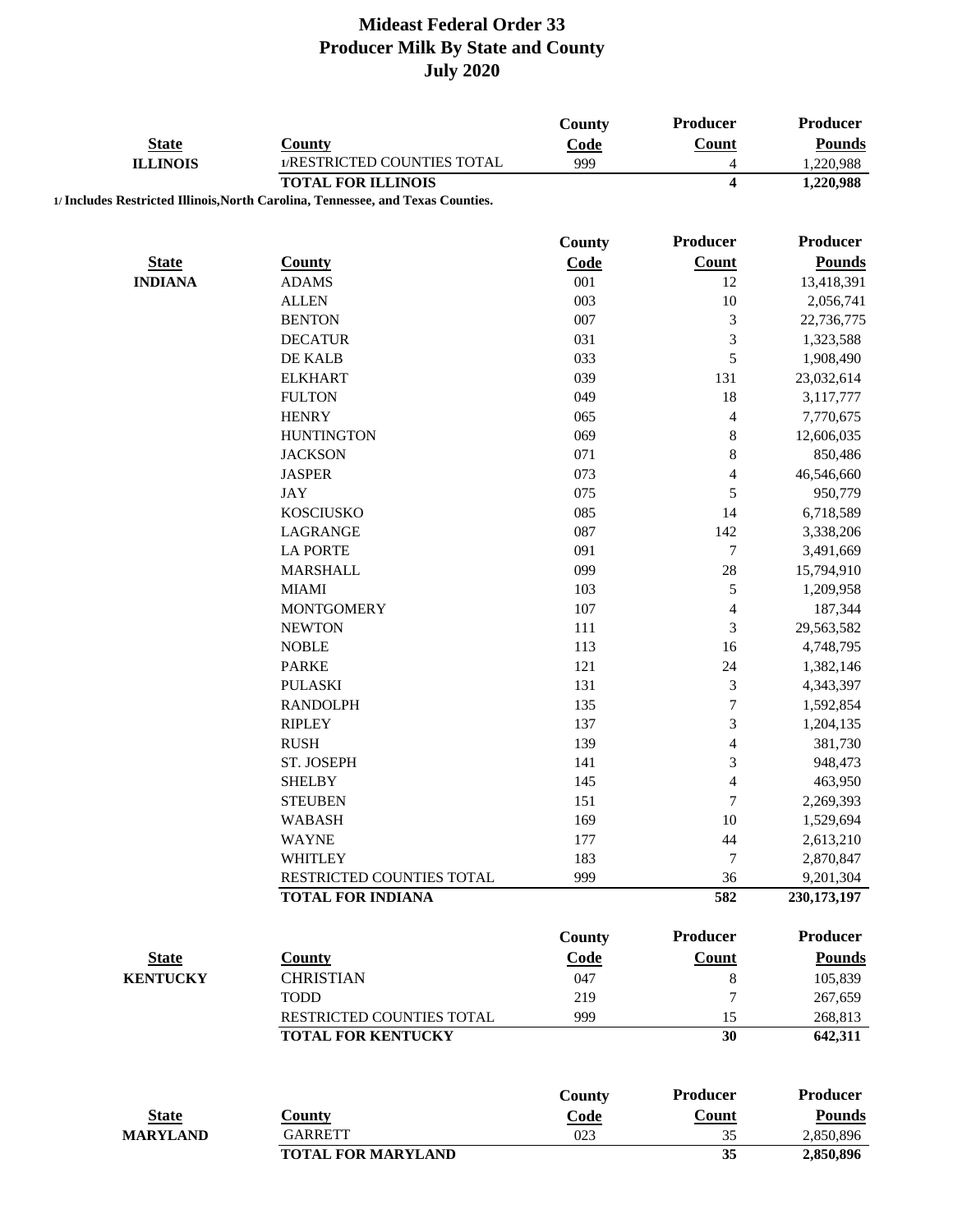# Mideast Federal Order 33
## Producer Milk By State and County
## July 2020

| State | County | County Code | Producer Count | Producer Pounds |
|---|---|---|---|---|
| ILLINOIS | 1/RESTRICTED COUNTIES TOTAL | 999 | 4 | 1,220,988 |
| | **TOTAL FOR ILLINOIS** | | **4** | **1,220,988** |

1/ Includes Restricted Illinois,North Carolina, Tennessee, and Texas Counties.

| State | County | County Code | Producer Count | Producer Pounds |
|---|---|---|---|---|
| INDIANA | ADAMS | 001 | 12 | 13,418,391 |
| | ALLEN | 003 | 10 | 2,056,741 |
| | BENTON | 007 | 3 | 22,736,775 |
| | DECATUR | 031 | 3 | 1,323,588 |
| | DE KALB | 033 | 5 | 1,908,490 |
| | ELKHART | 039 | 131 | 23,032,614 |
| | FULTON | 049 | 18 | 3,117,777 |
| | HENRY | 065 | 4 | 7,770,675 |
| | HUNTINGTON | 069 | 8 | 12,606,035 |
| | JACKSON | 071 | 8 | 850,486 |
| | JASPER | 073 | 4 | 46,546,660 |
| | JAY | 075 | 5 | 950,779 |
| | KOSCIUSKO | 085 | 14 | 6,718,589 |
| | LAGRANGE | 087 | 142 | 3,338,206 |
| | LA PORTE | 091 | 7 | 3,491,669 |
| | MARSHALL | 099 | 28 | 15,794,910 |
| | MIAMI | 103 | 5 | 1,209,958 |
| | MONTGOMERY | 107 | 4 | 187,344 |
| | NEWTON | 111 | 3 | 29,563,582 |
| | NOBLE | 113 | 16 | 4,748,795 |
| | PARKE | 121 | 24 | 1,382,146 |
| | PULASKI | 131 | 3 | 4,343,397 |
| | RANDOLPH | 135 | 7 | 1,592,854 |
| | RIPLEY | 137 | 3 | 1,204,135 |
| | RUSH | 139 | 4 | 381,730 |
| | ST. JOSEPH | 141 | 3 | 948,473 |
| | SHELBY | 145 | 4 | 463,950 |
| | STEUBEN | 151 | 7 | 2,269,393 |
| | WABASH | 169 | 10 | 1,529,694 |
| | WAYNE | 177 | 44 | 2,613,210 |
| | WHITLEY | 183 | 7 | 2,870,847 |
| | RESTRICTED COUNTIES TOTAL | 999 | 36 | 9,201,304 |
| | **TOTAL FOR INDIANA** | | **582** | **230,173,197** |

| State | County | County Code | Producer Count | Producer Pounds |
|---|---|---|---|---|
| KENTUCKY | CHRISTIAN | 047 | 8 | 105,839 |
| | TODD | 219 | 7 | 267,659 |
| | RESTRICTED COUNTIES TOTAL | 999 | 15 | 268,813 |
| | **TOTAL FOR KENTUCKY** | | **30** | **642,311** |

| State | County | County Code | Producer Count | Producer Pounds |
|---|---|---|---|---|
| MARYLAND | GARRETT | 023 | 35 | 2,850,896 |
| | **TOTAL FOR MARYLAND** | | **35** | **2,850,896** |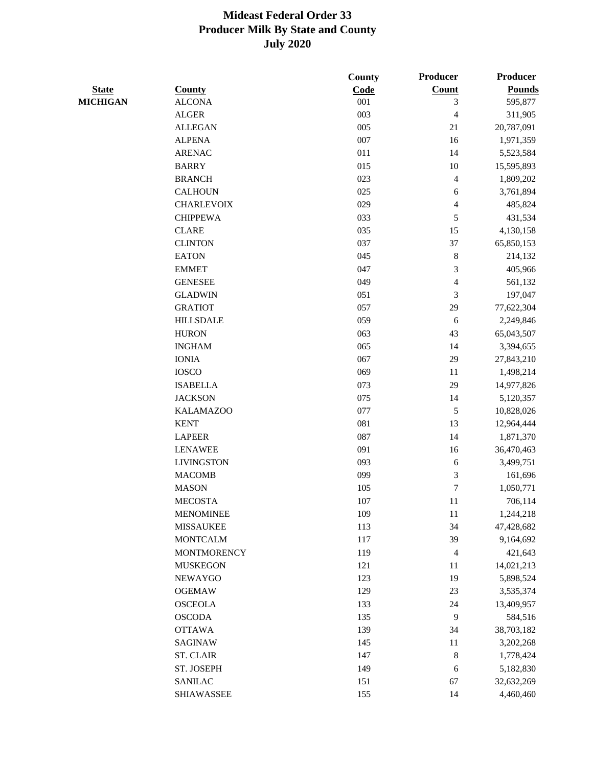# Mideast Federal Order 33
## Producer Milk By State and County
## July 2020

| State | County | County Code | Producer Count | Producer Pounds |
|---|---|---|---|---|
| MICHIGAN | ALCONA | 001 | 3 | 595,877 |
| | ALGER | 003 | 4 | 311,905 |
| | ALLEGAN | 005 | 21 | 20,787,091 |
| | ALPENA | 007 | 16 | 1,971,359 |
| | ARENAC | 011 | 14 | 5,523,584 |
| | BARRY | 015 | 10 | 15,595,893 |
| | BRANCH | 023 | 4 | 1,809,202 |
| | CALHOUN | 025 | 6 | 3,761,894 |
| | CHARLEVOIX | 029 | 4 | 485,824 |
| | CHIPPEWA | 033 | 5 | 431,534 |
| | CLARE | 035 | 15 | 4,130,158 |
| | CLINTON | 037 | 37 | 65,850,153 |
| | EATON | 045 | 8 | 214,132 |
| | EMMET | 047 | 3 | 405,966 |
| | GENESEE | 049 | 4 | 561,132 |
| | GLADWIN | 051 | 3 | 197,047 |
| | GRATIOT | 057 | 29 | 77,622,304 |
| | HILLSDALE | 059 | 6 | 2,249,846 |
| | HURON | 063 | 43 | 65,043,507 |
| | INGHAM | 065 | 14 | 3,394,655 |
| | IONIA | 067 | 29 | 27,843,210 |
| | IOSCO | 069 | 11 | 1,498,214 |
| | ISABELLA | 073 | 29 | 14,977,826 |
| | JACKSON | 075 | 14 | 5,120,357 |
| | KALAMAZOO | 077 | 5 | 10,828,026 |
| | KENT | 081 | 13 | 12,964,444 |
| | LAPEER | 087 | 14 | 1,871,370 |
| | LENAWEE | 091 | 16 | 36,470,463 |
| | LIVINGSTON | 093 | 6 | 3,499,751 |
| | MACOMB | 099 | 3 | 161,696 |
| | MASON | 105 | 7 | 1,050,771 |
| | MECOSTA | 107 | 11 | 706,114 |
| | MENOMINEE | 109 | 11 | 1,244,218 |
| | MISSAUKEE | 113 | 34 | 47,428,682 |
| | MONTCALM | 117 | 39 | 9,164,692 |
| | MONTMORENCY | 119 | 4 | 421,643 |
| | MUSKEGON | 121 | 11 | 14,021,213 |
| | NEWAYGO | 123 | 19 | 5,898,524 |
| | OGEMAW | 129 | 23 | 3,535,374 |
| | OSCEOLA | 133 | 24 | 13,409,957 |
| | OSCODA | 135 | 9 | 584,516 |
| | OTTAWA | 139 | 34 | 38,703,182 |
| | SAGINAW | 145 | 11 | 3,202,268 |
| | ST. CLAIR | 147 | 8 | 1,778,424 |
| | ST. JOSEPH | 149 | 6 | 5,182,830 |
| | SANILAC | 151 | 67 | 32,632,269 |
| | SHIAWASSEE | 155 | 14 | 4,460,460 |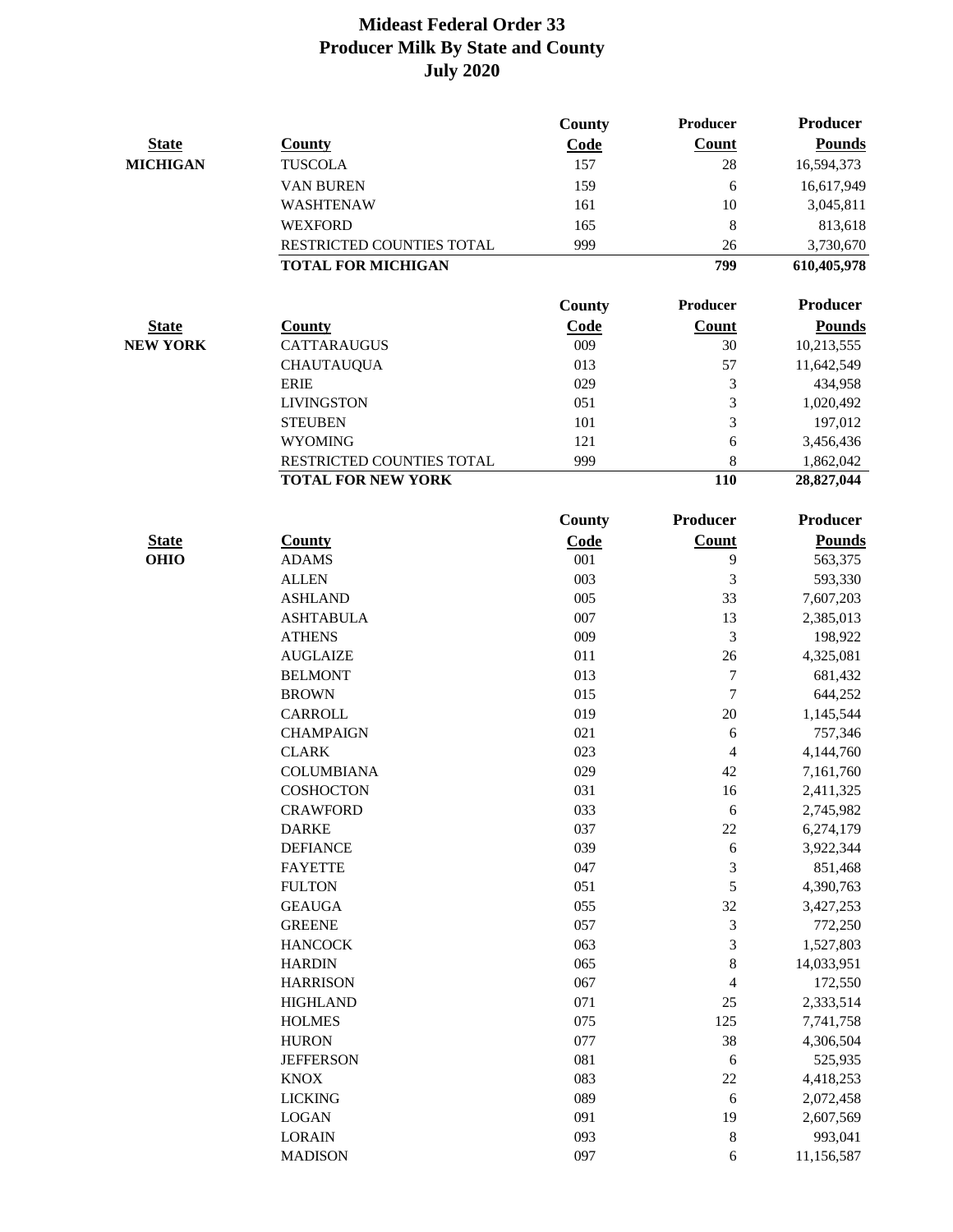# Mideast Federal Order 33
## Producer Milk By State and County
## July 2020

| State | County | County Code | Producer Count | Producer Pounds |
|---|---|---|---|---|
| MICHIGAN | TUSCOLA | 157 | 28 | 16,594,373 |
| | VAN BUREN | 159 | 6 | 16,617,949 |
| | WASHTENAW | 161 | 10 | 3,045,811 |
| | WEXFORD | 165 | 8 | 813,618 |
| | RESTRICTED COUNTIES TOTAL | 999 | 26 | 3,730,670 |
| | **TOTAL FOR MICHIGAN** | | **799** | **610,405,978** |

| State | County | County Code | Producer Count | Producer Pounds |
|---|---|---|---|---|
| NEW YORK | CATTARAUGUS | 009 | 30 | 10,213,555 |
| | CHAUTAUQUA | 013 | 57 | 11,642,549 |
| | ERIE | 029 | 3 | 434,958 |
| | LIVINGSTON | 051 | 3 | 1,020,492 |
| | STEUBEN | 101 | 3 | 197,012 |
| | WYOMING | 121 | 6 | 3,456,436 |
| | RESTRICTED COUNTIES TOTAL | 999 | 8 | 1,862,042 |
| | **TOTAL FOR NEW YORK** | | **110** | **28,827,044** |

| State | County | County Code | Producer Count | Producer Pounds |
|---|---|---|---|---|
| OHIO | ADAMS | 001 | 9 | 563,375 |
| | ALLEN | 003 | 3 | 593,330 |
| | ASHLAND | 005 | 33 | 7,607,203 |
| | ASHTABULA | 007 | 13 | 2,385,013 |
| | ATHENS | 009 | 3 | 198,922 |
| | AUGLAIZE | 011 | 26 | 4,325,081 |
| | BELMONT | 013 | 7 | 681,432 |
| | BROWN | 015 | 7 | 644,252 |
| | CARROLL | 019 | 20 | 1,145,544 |
| | CHAMPAIGN | 021 | 6 | 757,346 |
| | CLARK | 023 | 4 | 4,144,760 |
| | COLUMBIANA | 029 | 42 | 7,161,760 |
| | COSHOCTON | 031 | 16 | 2,411,325 |
| | CRAWFORD | 033 | 6 | 2,745,982 |
| | DARKE | 037 | 22 | 6,274,179 |
| | DEFIANCE | 039 | 6 | 3,922,344 |
| | FAYETTE | 047 | 3 | 851,468 |
| | FULTON | 051 | 5 | 4,390,763 |
| | GEAUGA | 055 | 32 | 3,427,253 |
| | GREENE | 057 | 3 | 772,250 |
| | HANCOCK | 063 | 3 | 1,527,803 |
| | HARDIN | 065 | 8 | 14,033,951 |
| | HARRISON | 067 | 4 | 172,550 |
| | HIGHLAND | 071 | 25 | 2,333,514 |
| | HOLMES | 075 | 125 | 7,741,758 |
| | HURON | 077 | 38 | 4,306,504 |
| | JEFFERSON | 081 | 6 | 525,935 |
| | KNOX | 083 | 22 | 4,418,253 |
| | LICKING | 089 | 6 | 2,072,458 |
| | LOGAN | 091 | 19 | 2,607,569 |
| | LORAIN | 093 | 8 | 993,041 |
| | MADISON | 097 | 6 | 11,156,587 |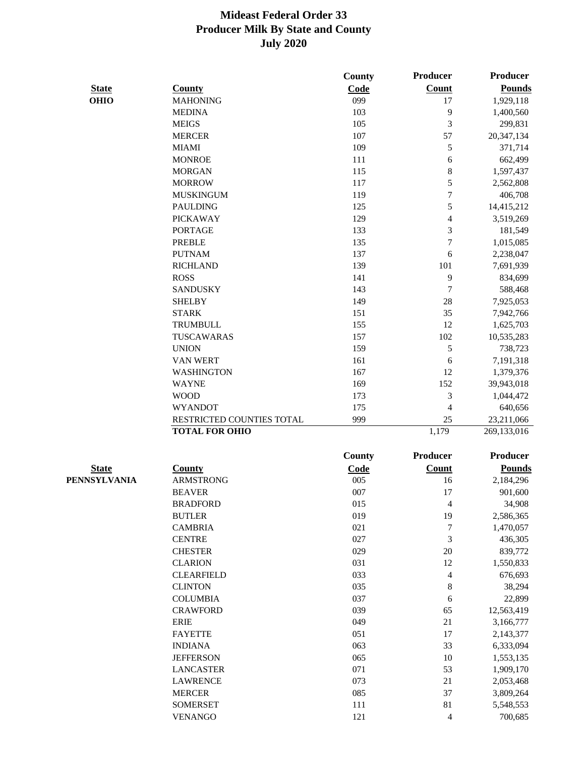# Mideast Federal Order 33
# Producer Milk By State and County
# July 2020

| State | County | County Code | Producer Count | Producer Pounds |
|---|---|---|---|---|
| OHIO | MAHONING | 099 | 17 | 1,929,118 |
| | MEDINA | 103 | 9 | 1,400,560 |
| | MEIGS | 105 | 3 | 299,831 |
| | MERCER | 107 | 57 | 20,347,134 |
| | MIAMI | 109 | 5 | 371,714 |
| | MONROE | 111 | 6 | 662,499 |
| | MORGAN | 115 | 8 | 1,597,437 |
| | MORROW | 117 | 5 | 2,562,808 |
| | MUSKINGUM | 119 | 7 | 406,708 |
| | PAULDING | 125 | 5 | 14,415,212 |
| | PICKAWAY | 129 | 4 | 3,519,269 |
| | PORTAGE | 133 | 3 | 181,549 |
| | PREBLE | 135 | 7 | 1,015,085 |
| | PUTNAM | 137 | 6 | 2,238,047 |
| | RICHLAND | 139 | 101 | 7,691,939 |
| | ROSS | 141 | 9 | 834,699 |
| | SANDUSKY | 143 | 7 | 588,468 |
| | SHELBY | 149 | 28 | 7,925,053 |
| | STARK | 151 | 35 | 7,942,766 |
| | TRUMBULL | 155 | 12 | 1,625,703 |
| | TUSCAWARAS | 157 | 102 | 10,535,283 |
| | UNION | 159 | 5 | 738,723 |
| | VAN WERT | 161 | 6 | 7,191,318 |
| | WASHINGTON | 167 | 12 | 1,379,376 |
| | WAYNE | 169 | 152 | 39,943,018 |
| | WOOD | 173 | 3 | 1,044,472 |
| | WYANDOT | 175 | 4 | 640,656 |
| | RESTRICTED COUNTIES TOTAL | 999 | 25 | 23,211,066 |
| | **TOTAL FOR OHIO** | | 1,179 | 269,133,016 |

| State | County | County Code | Producer Count | Producer Pounds |
|---|---|---|---|---|
| PENNSYLVANIA | ARMSTRONG | 005 | 16 | 2,184,296 |
| | BEAVER | 007 | 17 | 901,600 |
| | BRADFORD | 015 | 4 | 34,908 |
| | BUTLER | 019 | 19 | 2,586,365 |
| | CAMBRIA | 021 | 7 | 1,470,057 |
| | CENTRE | 027 | 3 | 436,305 |
| | CHESTER | 029 | 20 | 839,772 |
| | CLARION | 031 | 12 | 1,550,833 |
| | CLEARFIELD | 033 | 4 | 676,693 |
| | CLINTON | 035 | 8 | 38,294 |
| | COLUMBIA | 037 | 6 | 22,899 |
| | CRAWFORD | 039 | 65 | 12,563,419 |
| | ERIE | 049 | 21 | 3,166,777 |
| | FAYETTE | 051 | 17 | 2,143,377 |
| | INDIANA | 063 | 33 | 6,333,094 |
| | JEFFERSON | 065 | 10 | 1,553,135 |
| | LANCASTER | 071 | 53 | 1,909,170 |
| | LAWRENCE | 073 | 21 | 2,053,468 |
| | MERCER | 085 | 37 | 3,809,264 |
| | SOMERSET | 111 | 81 | 5,548,553 |
| | VENANGO | 121 | 4 | 700,685 |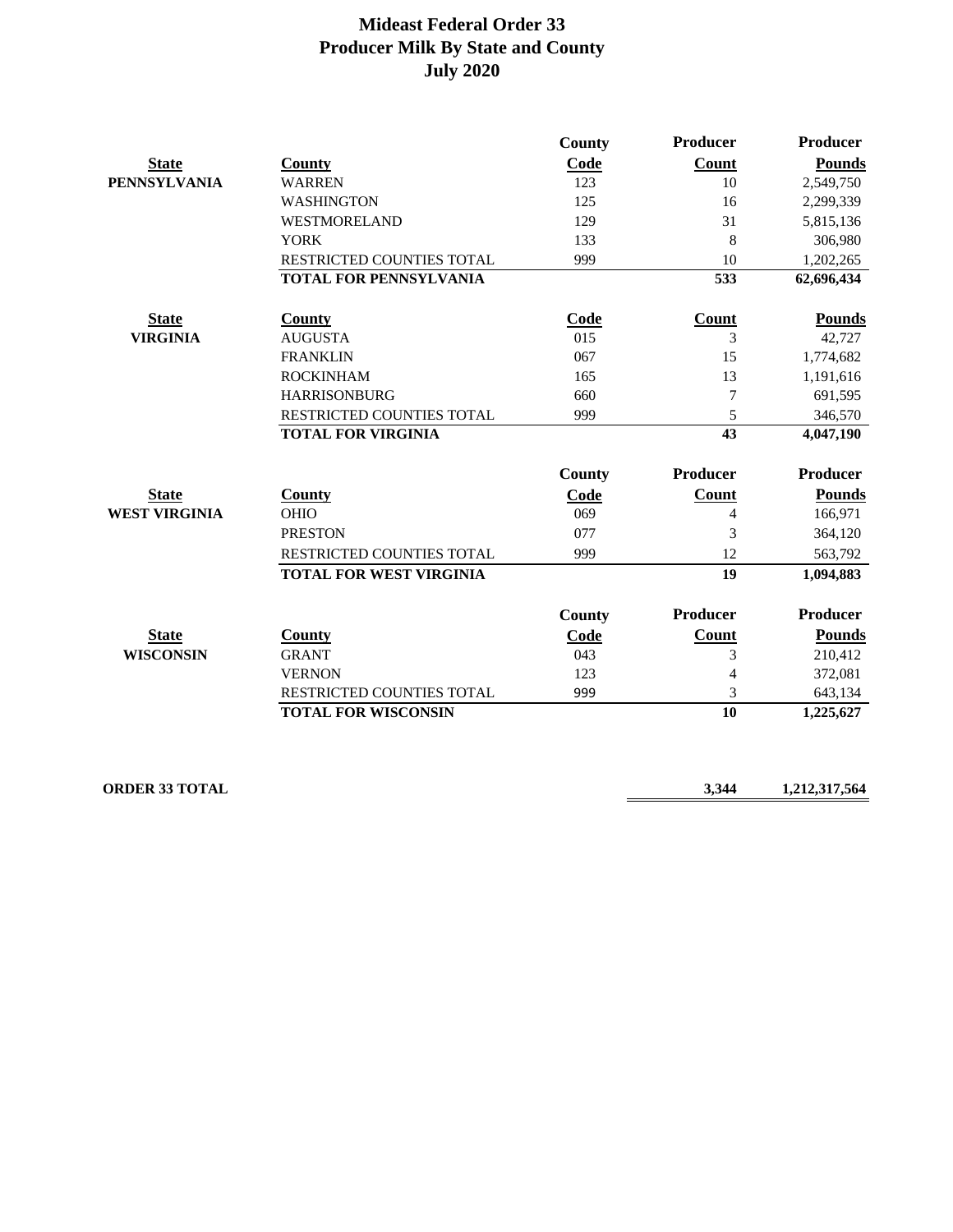# Mideast Federal Order 33
## Producer Milk By State and County
## July 2020

| State | County | County Code | Producer Count | Producer Pounds |
|---|---|---|---|---|
| **PENNSYLVANIA** | WARREN | 123 | 10 | 2,549,750 |
| | WASHINGTON | 125 | 16 | 2,299,339 |
| | WESTMORELAND | 129 | 31 | 5,815,136 |
| | YORK | 133 | 8 | 306,980 |
| | RESTRICTED COUNTIES TOTAL | 999 | 10 | 1,202,265 |
| | **TOTAL FOR PENNSYLVANIA** | | **533** | **62,696,434** |

| State | County | Code | Count | Pounds |
|---|---|---|---|---|
| **VIRGINIA** | AUGUSTA | 015 | 3 | 42,727 |
| | FRANKLIN | 067 | 15 | 1,774,682 |
| | ROCKINHAM | 165 | 13 | 1,191,616 |
| | HARRISONBURG | 660 | 7 | 691,595 |
| | RESTRICTED COUNTIES TOTAL | 999 | 5 | 346,570 |
| | **TOTAL FOR VIRGINIA** | | **43** | **4,047,190** |

| State | County | County Code | Producer Count | Producer Pounds |
|---|---|---|---|---|
| **WEST VIRGINIA** | OHIO | 069 | 4 | 166,971 |
| | PRESTON | 077 | 3 | 364,120 |
| | RESTRICTED COUNTIES TOTAL | 999 | 12 | 563,792 |
| | **TOTAL FOR WEST VIRGINIA** | | **19** | **1,094,883** |

| State | County | County Code | Producer Count | Producer Pounds |
|---|---|---|---|---|
| **WISCONSIN** | GRANT | 043 | 3 | 210,412 |
| | VERNON | 123 | 4 | 372,081 |
| | RESTRICTED COUNTIES TOTAL | 999 | 3 | 643,134 |
| | **TOTAL FOR WISCONSIN** | | **10** | **1,225,627** |

| | | | | |
|---|---|---|---|---|
| **ORDER 33 TOTAL** | | | **3,344** | **1,212,317,564** |